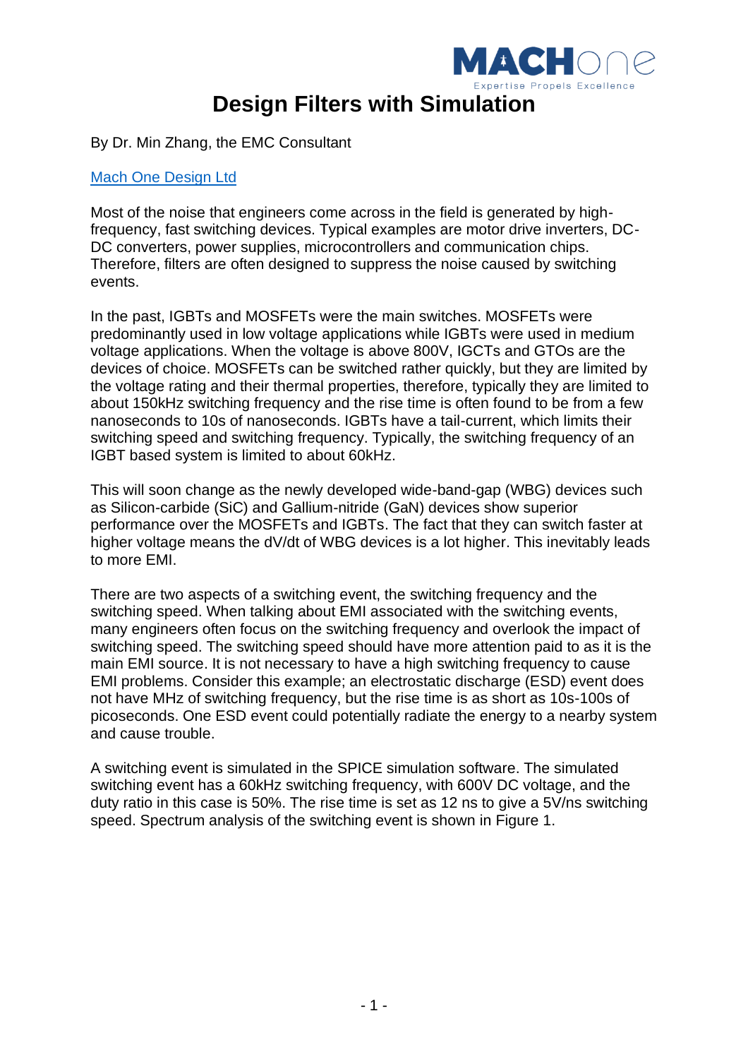# Design Filters with Simulation

By Dr. Min Zhang, the EMC Consultant

[Mach One Design Ltd](#)

Most of the noise that engineers come across in the field is generated by high-frequency, fast switching devices. Typical examples are motor drive inverters, DC-DC converters, power supplies, microcontrollers and communication chips. Therefore, filters are often designed to suppress the noise caused by switching events.

In the past, IGBTs and MOSFETs were the main switches. MOSFETs were predominantly used in low voltage applications while IGBTs were used in medium voltage applications. When the voltage is above 800V, IGCTs and GTOs are the devices of choice. MOSFETs can be switched rather quickly, but they are limited by the voltage rating and their thermal properties, therefore, typically they are limited to about 150kHz switching frequency and the rise time is often found to be from a few nanoseconds to 10s of nanoseconds. IGBTs have a tail-current, which limits their switching speed and switching frequency. Typically, the switching frequency of an IGBT based system is limited to about 60kHz.

This will soon change as the newly developed wide-band-gap (WBG) devices such as Silicon-carbide (SiC) and Gallium-nitride (GaN) devices show superior performance over the MOSFETs and IGBTs. The fact that they can switch faster at higher voltage means the dV/dt of WBG devices is a lot higher. This inevitably leads to more EMI.

There are two aspects of a switching event, the switching frequency and the switching speed. When talking about EMI associated with the switching events, many engineers often focus on the switching frequency and overlook the impact of switching speed. The switching speed should have more attention paid to as it is the main EMI source. It is not necessary to have a high switching frequency to cause EMI problems. Consider this example; an electrostatic discharge (ESD) event does not have MHz of switching frequency, but the rise time is as short as 10s-100s of picoseconds. One ESD event could potentially radiate the energy to a nearby system and cause trouble.

A switching event is simulated in the SPICE simulation software. The simulated switching event has a 60kHz switching frequency, with 600V DC voltage, and the duty ratio in this case is 50%. The rise time is set as 12 ns to give a 5V/ns switching speed. Spectrum analysis of the switching event is shown in Figure 1.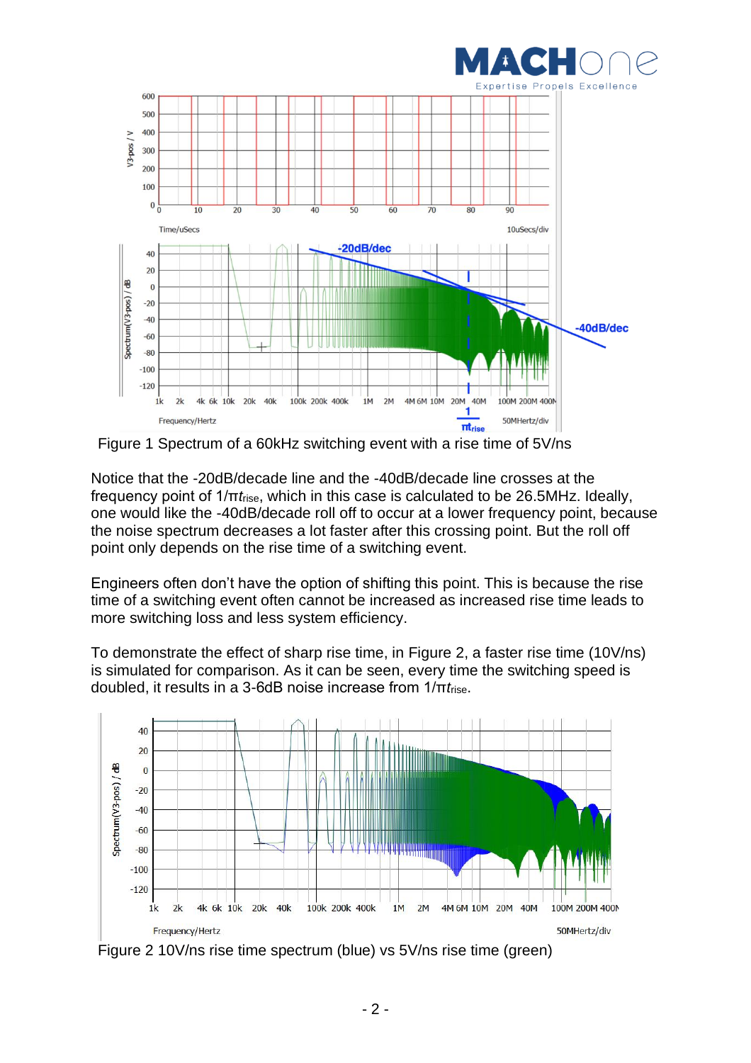Figure 1 Spectrum of a 60kHz switching event with a rise time of 5V/ns

Notice that the -20dB/decade line and the -40dB/decade line crosses at the frequency point of $1/\pi t_{rise}$, which in this case is calculated to be 26.5MHz. Ideally, one would like the -40dB/decade roll off to occur at a lower frequency point, because the noise spectrum decreases a lot faster after this crossing point. But the roll off point only depends on the rise time of a switching event.

Engineers often don't have the option of shifting this point. This is because the rise time of a switching event often cannot be increased as increased rise time leads to more switching loss and less system efficiency.

To demonstrate the effect of sharp rise time, in Figure 2, a faster rise time (10V/ns) is simulated for comparison. As it can be seen, every time the switching speed is doubled, it results in a 3-6dB noise increase from $1/\pi t_{rise}$.

Figure 2 10V/ns rise time spectrum (blue) vs 5V/ns rise time (green)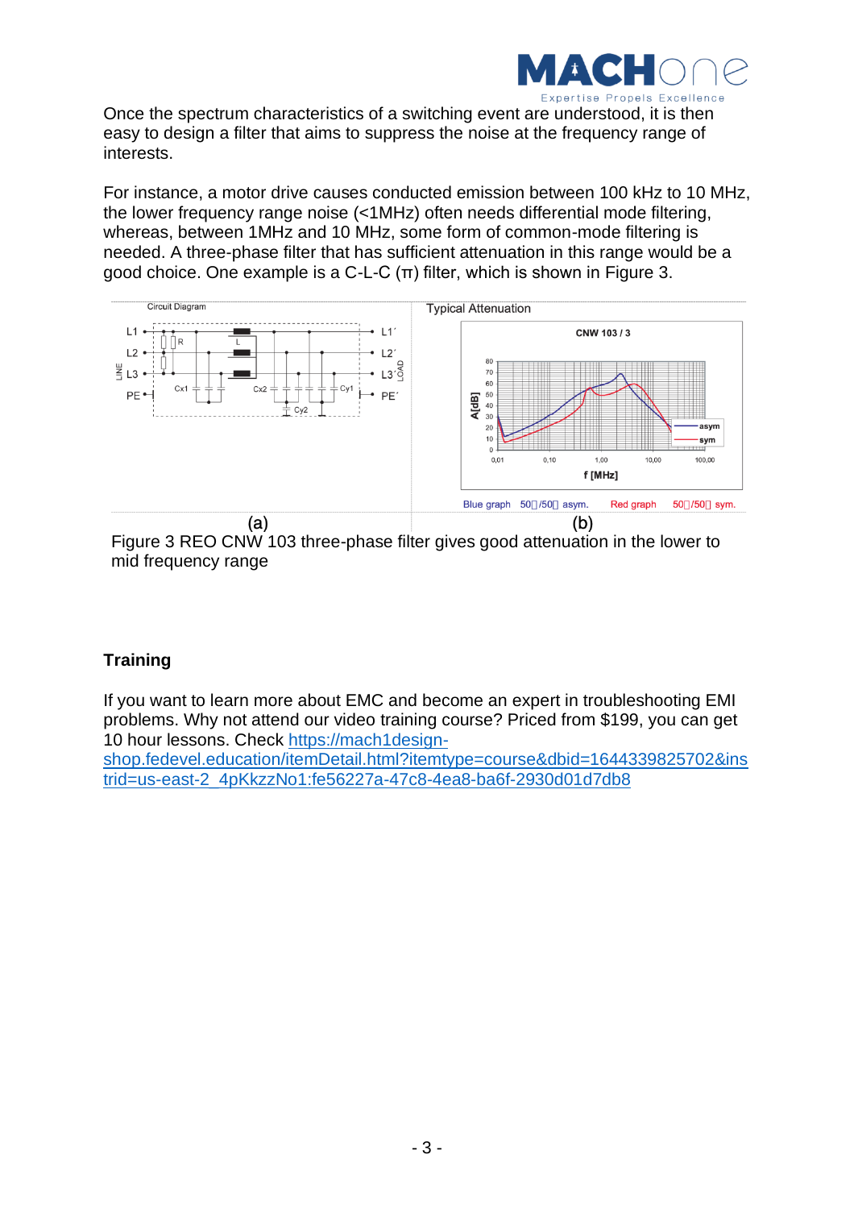Once the spectrum characteristics of a switching event are understood, it is then easy to design a filter that aims to suppress the noise at the frequency range of interests.

For instance, a motor drive causes conducted emission between 100 kHz to 10 MHz, the lower frequency range noise (<1MHz) often needs differential mode filtering, whereas, between 1MHz and 10 MHz, some form of common-mode filtering is needed. A three-phase filter that has sufficient attenuation in this range would be a good choice. One example is a C-L-C (π) filter, which is shown in Figure 3.

Circuit Diagram

L1 L2 L3 LINE PE R L Cx1 Cx2 Cy1 Cy2 L1´ L2´ L3´ LOAD PE´

Typical Attenuation

CNW 103 / 3

A[dB]

80 70 60 50 40 30 20 10 0

0,01 0,10 1,00 10,00 100,00

f [MHz]

asym

sym

Blue graph 50/50 asym. Red graph 50/50 sym.

(a) (b)

Figure 3 REO CNW 103 three-phase filter gives good attenuation in the lower to mid frequency range

## Training

If you want to learn more about EMC and become an expert in troubleshooting EMI problems. Why not attend our video training course? Priced from $199, you can get 10 hour lessons. Check https://mach1design-shop.fedevel.education/itemDetail.html?itemtype=course&dbid=1644339825702&instrid=us-east-2_4pKkzzNo1:fe56227a-47c8-4ea8-ba6f-2930d01d7db8